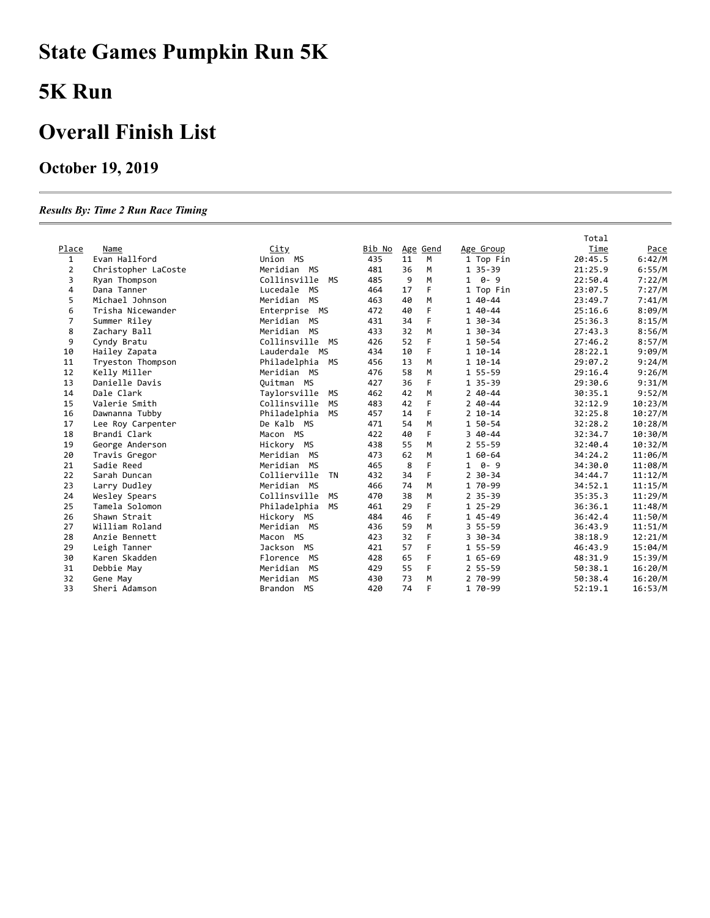# State Games Pumpkin Run 5K

# 5K Run

# Overall Finish List

### October 19, 2019

***Results By: Time 2 Run Race Timing***

| Place | Name | City | Bib No | Age | Gend | Age Group | Total Time | Pace |
|---|---|---|---|---|---|---|---|---|
| 1 | Evan Hallford | Union MS | 435 | 11 | M | 1 Top Fin | 20:45.5 | 6:42/M |
| 2 | Christopher LaCoste | Meridian MS | 481 | 36 | M | 1 35-39 | 21:25.9 | 6:55/M |
| 3 | Ryan Thompson | Collinsville MS | 485 | 9 | M | 1 0- 9 | 22:50.4 | 7:22/M |
| 4 | Dana Tanner | Lucedale MS | 464 | 17 | F | 1 Top Fin | 23:07.5 | 7:27/M |
| 5 | Michael Johnson | Meridian MS | 463 | 40 | M | 1 40-44 | 23:49.7 | 7:41/M |
| 6 | Trisha Nicewander | Enterprise MS | 472 | 40 | F | 1 40-44 | 25:16.6 | 8:09/M |
| 7 | Summer Riley | Meridian MS | 431 | 34 | F | 1 30-34 | 25:36.3 | 8:15/M |
| 8 | Zachary Ball | Meridian MS | 433 | 32 | M | 1 30-34 | 27:43.3 | 8:56/M |
| 9 | Cyndy Bratu | Collinsville MS | 426 | 52 | F | 1 50-54 | 27:46.2 | 8:57/M |
| 10 | Hailey Zapata | Lauderdale MS | 434 | 10 | F | 1 10-14 | 28:22.1 | 9:09/M |
| 11 | Tryeston Thompson | Philadelphia MS | 456 | 13 | M | 1 10-14 | 29:07.2 | 9:24/M |
| 12 | Kelly Miller | Meridian MS | 476 | 58 | M | 1 55-59 | 29:16.4 | 9:26/M |
| 13 | Danielle Davis | Quitman MS | 427 | 36 | F | 1 35-39 | 29:30.6 | 9:31/M |
| 14 | Dale Clark | Taylorsville MS | 462 | 42 | M | 2 40-44 | 30:35.1 | 9:52/M |
| 15 | Valerie Smith | Collinsville MS | 483 | 42 | F | 2 40-44 | 32:12.9 | 10:23/M |
| 16 | Dawnanna Tubby | Philadelphia MS | 457 | 14 | F | 2 10-14 | 32:25.8 | 10:27/M |
| 17 | Lee Roy Carpenter | De Kalb MS | 471 | 54 | M | 1 50-54 | 32:28.2 | 10:28/M |
| 18 | Brandi Clark | Macon MS | 422 | 40 | F | 3 40-44 | 32:34.7 | 10:30/M |
| 19 | George Anderson | Hickory MS | 438 | 55 | M | 2 55-59 | 32:40.4 | 10:32/M |
| 20 | Travis Gregor | Meridian MS | 473 | 62 | M | 1 60-64 | 34:24.2 | 11:06/M |
| 21 | Sadie Reed | Meridian MS | 465 | 8 | F | 1 0- 9 | 34:30.0 | 11:08/M |
| 22 | Sarah Duncan | Collierville TN | 432 | 34 | F | 2 30-34 | 34:44.7 | 11:12/M |
| 23 | Larry Dudley | Meridian MS | 466 | 74 | M | 1 70-99 | 34:52.1 | 11:15/M |
| 24 | Wesley Spears | Collinsville MS | 470 | 38 | M | 2 35-39 | 35:35.3 | 11:29/M |
| 25 | Tamela Solomon | Philadelphia MS | 461 | 29 | F | 1 25-29 | 36:36.1 | 11:48/M |
| 26 | Shawn Strait | Hickory MS | 484 | 46 | F | 1 45-49 | 36:42.4 | 11:50/M |
| 27 | William Roland | Meridian MS | 436 | 59 | M | 3 55-59 | 36:43.9 | 11:51/M |
| 28 | Anzie Bennett | Macon MS | 423 | 32 | F | 3 30-34 | 38:18.9 | 12:21/M |
| 29 | Leigh Tanner | Jackson MS | 421 | 57 | F | 1 55-59 | 46:43.9 | 15:04/M |
| 30 | Karen Skadden | Florence MS | 428 | 65 | F | 1 65-69 | 48:31.9 | 15:39/M |
| 31 | Debbie May | Meridian MS | 429 | 55 | F | 2 55-59 | 50:38.1 | 16:20/M |
| 32 | Gene May | Meridian MS | 430 | 73 | M | 2 70-99 | 50:38.4 | 16:20/M |
| 33 | Sheri Adamson | Brandon MS | 420 | 74 | F | 1 70-99 | 52:19.1 | 16:53/M |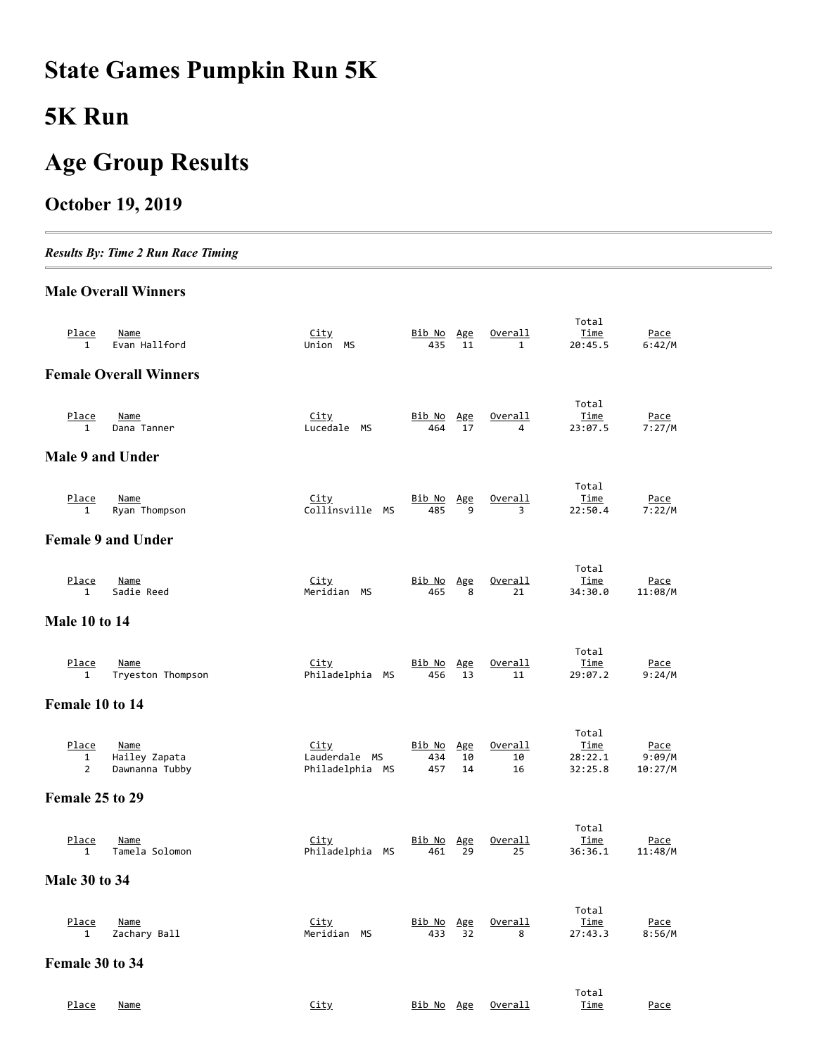# State Games Pumpkin Run 5K

# 5K Run

# Age Group Results

## October 19, 2019

---

***Results By: Time 2 Run Race Timing***

---

### Male Overall Winners

| Place | Name | City | Bib No | Age | Overall | Total Time | Pace |
|---|---|---|---|---|---|---|---|
| 1 | Evan Hallford | Union MS | 435 | 11 | 1 | 20:45.5 | 6:42/M |

### Female Overall Winners

| Place | Name | City | Bib No | Age | Overall | Total Time | Pace |
|---|---|---|---|---|---|---|---|
| 1 | Dana Tanner | Lucedale MS | 464 | 17 | 4 | 23:07.5 | 7:27/M |

### Male 9 and Under

| Place | Name | City | Bib No | Age | Overall | Total Time | Pace |
|---|---|---|---|---|---|---|---|
| 1 | Ryan Thompson | Collinsville MS | 485 | 9 | 3 | 22:50.4 | 7:22/M |

### Female 9 and Under

| Place | Name | City | Bib No | Age | Overall | Total Time | Pace |
|---|---|---|---|---|---|---|---|
| 1 | Sadie Reed | Meridian MS | 465 | 8 | 21 | 34:30.0 | 11:08/M |

### Male 10 to 14

| Place | Name | City | Bib No | Age | Overall | Total Time | Pace |
|---|---|---|---|---|---|---|---|
| 1 | Tryeston Thompson | Philadelphia MS | 456 | 13 | 11 | 29:07.2 | 9:24/M |

### Female 10 to 14

| Place | Name | City | Bib No | Age | Overall | Total Time | Pace |
|---|---|---|---|---|---|---|---|
| 1 | Hailey Zapata | Lauderdale MS | 434 | 10 | 10 | 28:22.1 | 9:09/M |
| 2 | Dawnanna Tubby | Philadelphia MS | 457 | 14 | 16 | 32:25.8 | 10:27/M |

### Female 25 to 29

| Place | Name | City | Bib No | Age | Overall | Total Time | Pace |
|---|---|---|---|---|---|---|---|
| 1 | Tamela Solomon | Philadelphia MS | 461 | 29 | 25 | 36:36.1 | 11:48/M |

### Male 30 to 34

| Place | Name | City | Bib No | Age | Overall | Total Time | Pace |
|---|---|---|---|---|---|---|---|
| 1 | Zachary Ball | Meridian MS | 433 | 32 | 8 | 27:43.3 | 8:56/M |

### Female 30 to 34

| Place | Name | City | Bib No | Age | Overall | Total Time | Pace |
|---|---|---|---|---|---|---|---|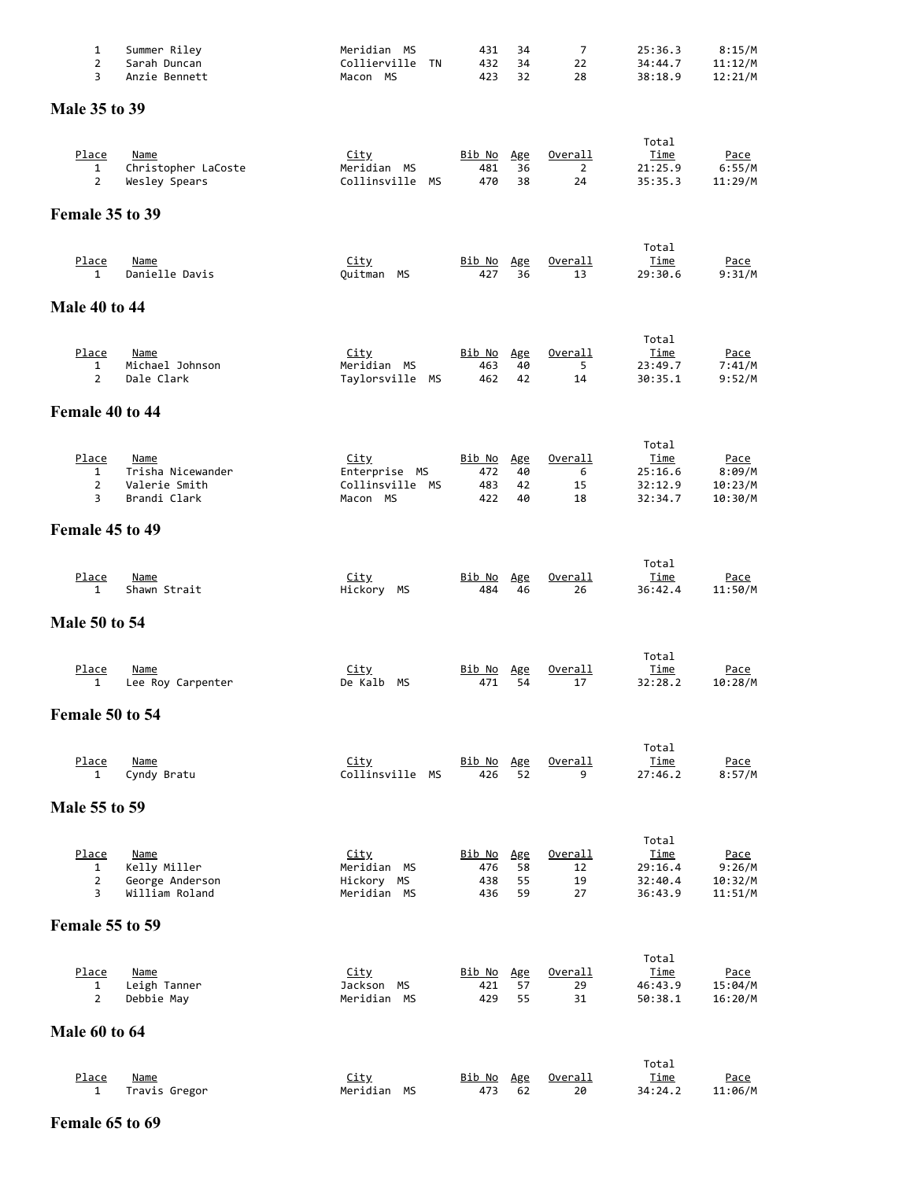| Place | Name | City | Bib No | Age | Overall | Total Time | Pace |
|---|---|---|---|---|---|---|---|
| 1 | Summer Riley | Meridian MS | 431 | 34 | 7 | 25:36.3 | 8:15/M |
| 2 | Sarah Duncan | Collierville TN | 432 | 34 | 22 | 34:44.7 | 11:12/M |
| 3 | Anzie Bennett | Macon MS | 423 | 32 | 28 | 38:18.9 | 12:21/M |

## Male 35 to 39

| Place | Name | City | Bib No | Age | Overall | Total Time | Pace |
|---|---|---|---|---|---|---|---|
| 1 | Christopher LaCoste | Meridian MS | 481 | 36 | 2 | 21:25.9 | 6:55/M |
| 2 | Wesley Spears | Collinsville MS | 470 | 38 | 24 | 35:35.3 | 11:29/M |

## Female 35 to 39

| Place | Name | City | Bib No | Age | Overall | Total Time | Pace |
|---|---|---|---|---|---|---|---|
| 1 | Danielle Davis | Quitman MS | 427 | 36 | 13 | 29:30.6 | 9:31/M |

## Male 40 to 44

| Place | Name | City | Bib No | Age | Overall | Total Time | Pace |
|---|---|---|---|---|---|---|---|
| 1 | Michael Johnson | Meridian MS | 463 | 40 | 5 | 23:49.7 | 7:41/M |
| 2 | Dale Clark | Taylorsville MS | 462 | 42 | 14 | 30:35.1 | 9:52/M |

## Female 40 to 44

| Place | Name | City | Bib No | Age | Overall | Total Time | Pace |
|---|---|---|---|---|---|---|---|
| 1 | Trisha Nicewander | Enterprise MS | 472 | 40 | 6 | 25:16.6 | 8:09/M |
| 2 | Valerie Smith | Collinsville MS | 483 | 42 | 15 | 32:12.9 | 10:23/M |
| 3 | Brandi Clark | Macon MS | 422 | 40 | 18 | 32:34.7 | 10:30/M |

## Female 45 to 49

| Place | Name | City | Bib No | Age | Overall | Total Time | Pace |
|---|---|---|---|---|---|---|---|
| 1 | Shawn Strait | Hickory MS | 484 | 46 | 26 | 36:42.4 | 11:50/M |

## Male 50 to 54

| Place | Name | City | Bib No | Age | Overall | Total Time | Pace |
|---|---|---|---|---|---|---|---|
| 1 | Lee Roy Carpenter | De Kalb MS | 471 | 54 | 17 | 32:28.2 | 10:28/M |

## Female 50 to 54

| Place | Name | City | Bib No | Age | Overall | Total Time | Pace |
|---|---|---|---|---|---|---|---|
| 1 | Cyndy Bratu | Collinsville MS | 426 | 52 | 9 | 27:46.2 | 8:57/M |

## Male 55 to 59

| Place | Name | City | Bib No | Age | Overall | Total Time | Pace |
|---|---|---|---|---|---|---|---|
| 1 | Kelly Miller | Meridian MS | 476 | 58 | 12 | 29:16.4 | 9:26/M |
| 2 | George Anderson | Hickory MS | 438 | 55 | 19 | 32:40.4 | 10:32/M |
| 3 | William Roland | Meridian MS | 436 | 59 | 27 | 36:43.9 | 11:51/M |

## Female 55 to 59

| Place | Name | City | Bib No | Age | Overall | Total Time | Pace |
|---|---|---|---|---|---|---|---|
| 1 | Leigh Tanner | Jackson MS | 421 | 57 | 29 | 46:43.9 | 15:04/M |
| 2 | Debbie May | Meridian MS | 429 | 55 | 31 | 50:38.1 | 16:20/M |

## Male 60 to 64

| Place | Name | City | Bib No | Age | Overall | Total Time | Pace |
|---|---|---|---|---|---|---|---|
| 1 | Travis Gregor | Meridian MS | 473 | 62 | 20 | 34:24.2 | 11:06/M |

## Female 65 to 69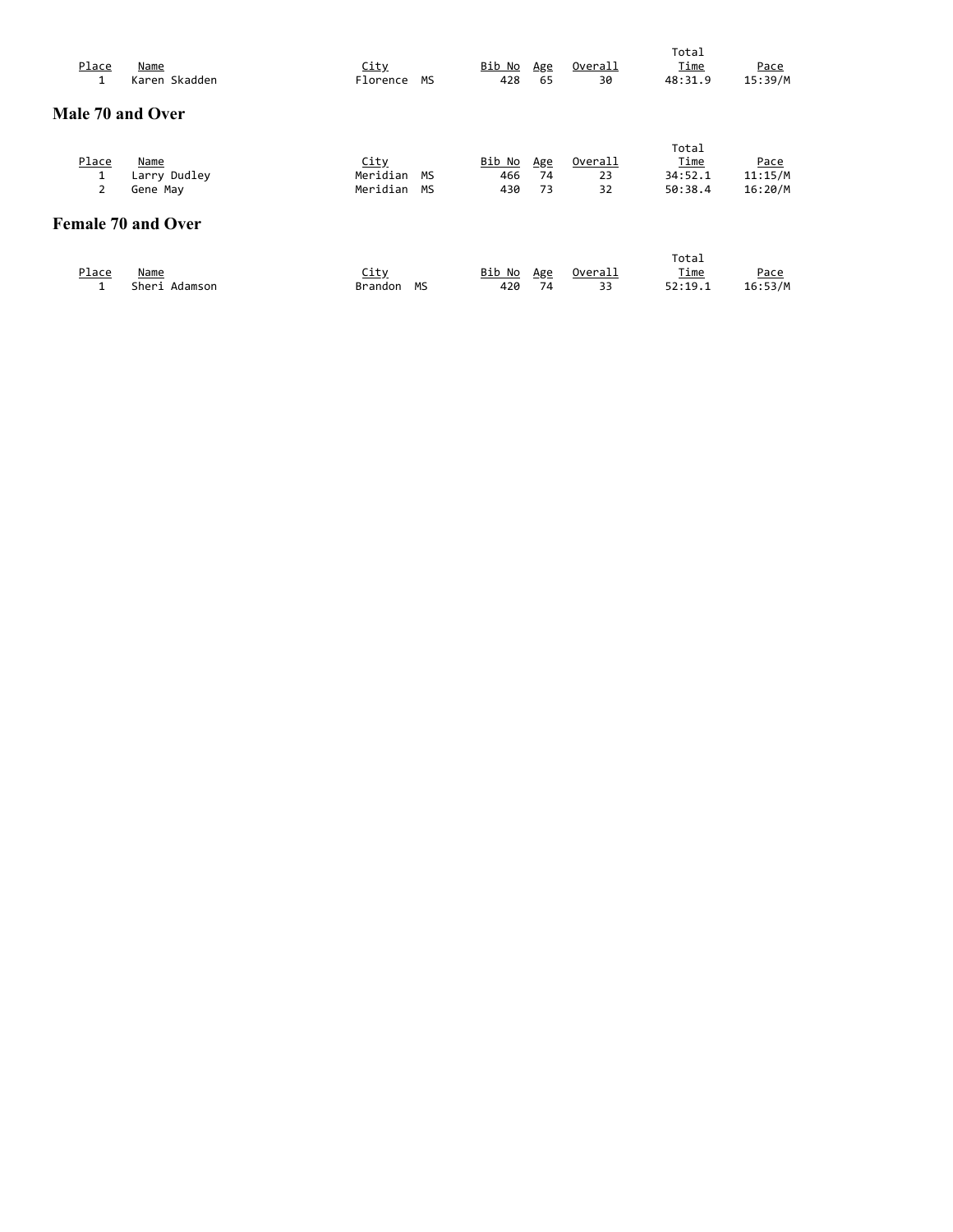| Place | Name | City | Bib No | Age | Overall | Total Time | Pace |
|---|---|---|---|---|---|---|---|
| 1 | Karen Skadden | Florence MS | 428 | 65 | 30 | 48:31.9 | 15:39/M |

## Male 70 and Over

| Place | Name | City | Bib No | Age | Overall | Total Time | Pace |
|---|---|---|---|---|---|---|---|
| 1 | Larry Dudley | Meridian MS | 466 | 74 | 23 | 34:52.1 | 11:15/M |
| 2 | Gene May | Meridian MS | 430 | 73 | 32 | 50:38.4 | 16:20/M |

## Female 70 and Over

| Place | Name | City | Bib No | Age | Overall | Total Time | Pace |
|---|---|---|---|---|---|---|---|
| 1 | Sheri Adamson | Brandon MS | 420 | 74 | 33 | 52:19.1 | 16:53/M |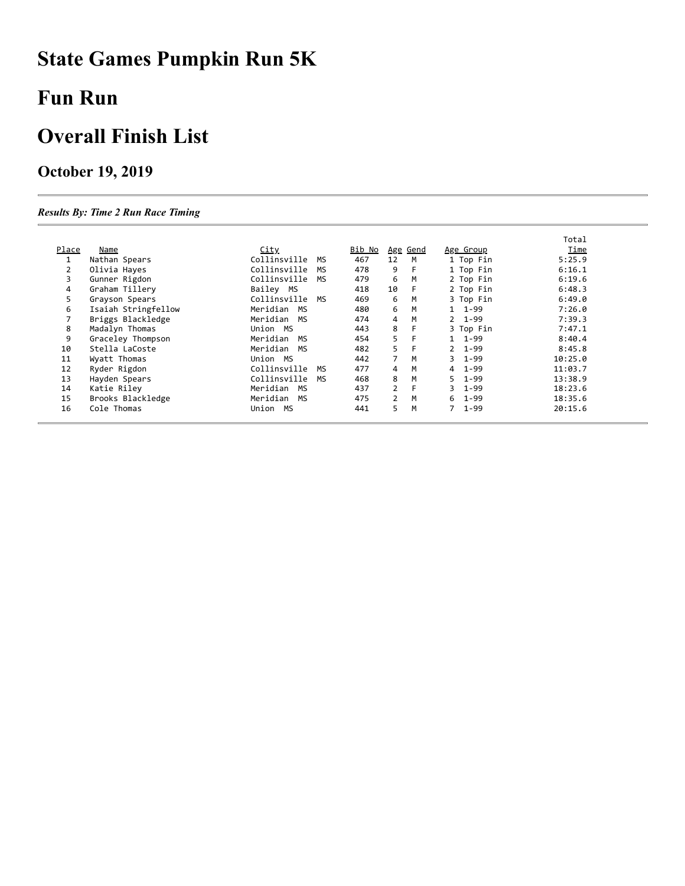# State Games Pumpkin Run 5K

# Fun Run

# Overall Finish List

### October 19, 2019

***Results By: Time 2 Run Race Timing***

| Place | Name | City | Bib No | Age | Gend | Age Group | Total Time |
|---|---|---|---|---|---|---|---|
| 1 | Nathan Spears | Collinsville MS | 467 | 12 | M | 1 Top Fin | 5:25.9 |
| 2 | Olivia Hayes | Collinsville MS | 478 | 9 | F | 1 Top Fin | 6:16.1 |
| 3 | Gunner Rigdon | Collinsville MS | 479 | 6 | M | 2 Top Fin | 6:19.6 |
| 4 | Graham Tillery | Bailey MS | 418 | 10 | F | 2 Top Fin | 6:48.3 |
| 5 | Grayson Spears | Collinsville MS | 469 | 6 | M | 3 Top Fin | 6:49.0 |
| 6 | Isaiah Stringfellow | Meridian MS | 480 | 6 | M | 1 1-99 | 7:26.0 |
| 7 | Briggs Blackledge | Meridian MS | 474 | 4 | M | 2 1-99 | 7:39.3 |
| 8 | Madalyn Thomas | Union MS | 443 | 8 | F | 3 Top Fin | 7:47.1 |
| 9 | Graceley Thompson | Meridian MS | 454 | 5 | F | 1 1-99 | 8:40.4 |
| 10 | Stella LaCoste | Meridian MS | 482 | 5 | F | 2 1-99 | 8:45.8 |
| 11 | Wyatt Thomas | Union MS | 442 | 7 | M | 3 1-99 | 10:25.0 |
| 12 | Ryder Rigdon | Collinsville MS | 477 | 4 | M | 4 1-99 | 11:03.7 |
| 13 | Hayden Spears | Collinsville MS | 468 | 8 | M | 5 1-99 | 13:38.9 |
| 14 | Katie Riley | Meridian MS | 437 | 2 | F | 3 1-99 | 18:23.6 |
| 15 | Brooks Blackledge | Meridian MS | 475 | 2 | M | 6 1-99 | 18:35.6 |
| 16 | Cole Thomas | Union MS | 441 | 5 | M | 7 1-99 | 20:15.6 |